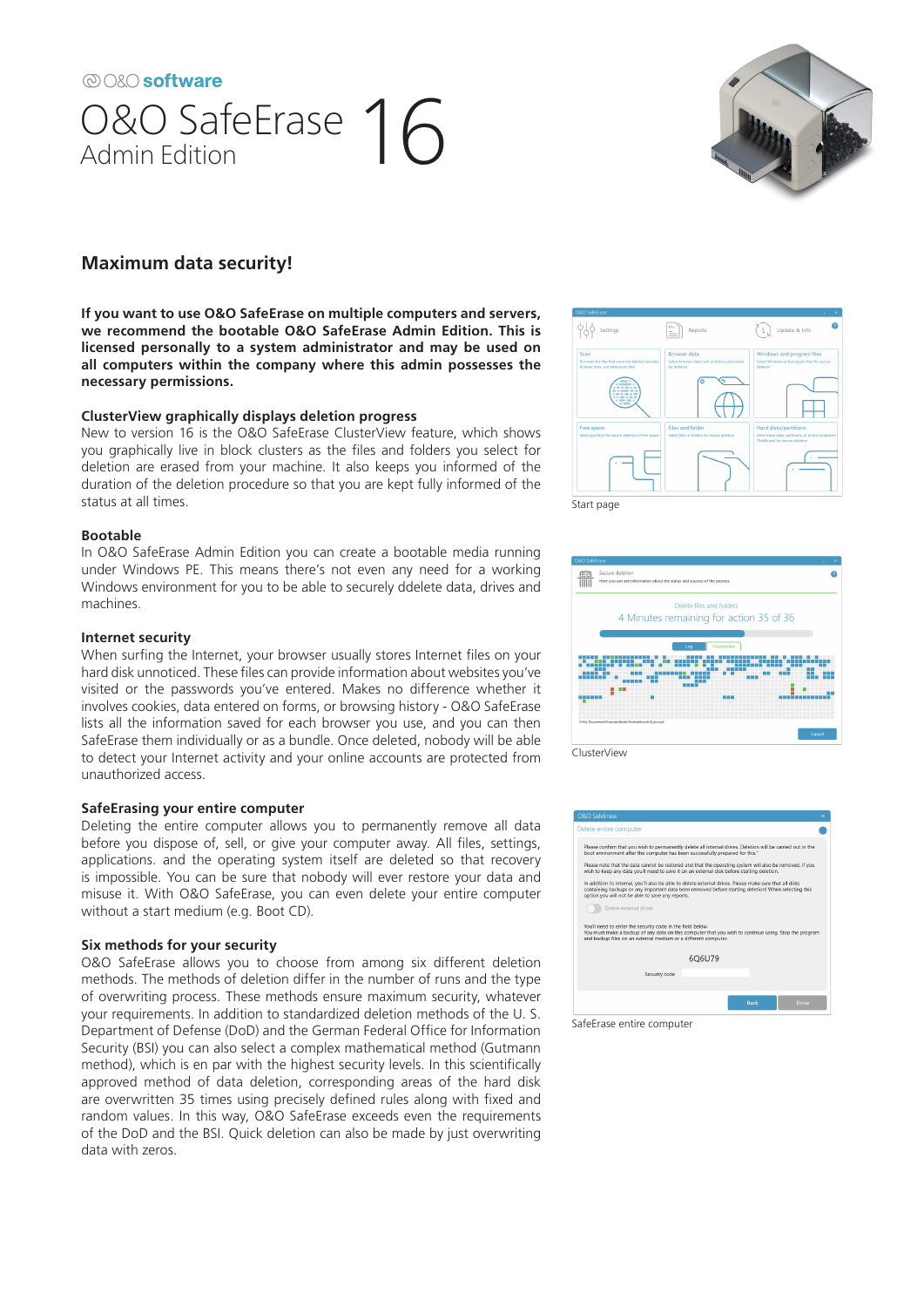O&O software

# O&O SafeErase 16
Admin Edition

## Maximum data security!

**If you want to use O&O SafeErase on multiple computers and servers, we recommend the bootable O&O SafeErase Admin Edition. This is licensed personally to a system administrator and may be used on all computers within the company where this admin possesses the necessary permissions.**

### ClusterView graphically displays deletion progress

New to version 16 is the O&O SafeErase ClusterView feature, which shows you graphically live in block clusters as the files and folders you select for deletion are erased from your machine. It also keeps you informed of the duration of the deletion procedure so that you are kept fully informed of the status at all times.

### Bootable

In O&O SafeErase Admin Edition you can create a bootable media running under Windows PE. This means there's not even any need for a working Windows environment for you to be able to securely ddelete data, drives and machines.

### Internet security

When surfing the Internet, your browser usually stores Internet files on your hard disk unnoticed. These files can provide information about websites you've visited or the passwords you've entered. Makes no difference whether it involves cookies, data entered on forms, or browsing history - O&O SafeErase lists all the information saved for each browser you use, and you can then SafeErase them individually or as a bundle. Once deleted, nobody will be able to detect your Internet activity and your online accounts are protected from unauthorized access.

### SafeErasing your entire computer

Deleting the entire computer allows you to permanently remove all data before you dispose of, sell, or give your computer away. All files, settings, applications. and the operating system itself are deleted so that recovery is impossible. You can be sure that nobody will ever restore your data and misuse it. With O&O SafeErase, you can even delete your entire computer without a start medium (e.g. Boot CD).

### Six methods for your security

O&O SafeErase allows you to choose from among six different deletion methods. The methods of deletion differ in the number of runs and the type of overwriting process. These methods ensure maximum security, whatever your requirements. In addition to standardized deletion methods of the U. S. Department of Defense (DoD) and the German Federal Office for Information Security (BSI) you can also select a complex mathematical method (Gutmann method), which is en par with the highest security levels. In this scientifically approved method of data deletion, corresponding areas of the hard disk are overwritten 35 times using precisely defined rules along with fixed and random values. In this way, O&O SafeErase exceeds even the requirements of the DoD and the BSI. Quick deletion can also be made by just overwriting data with zeros.

Start page

ClusterView

SafeErase entire computer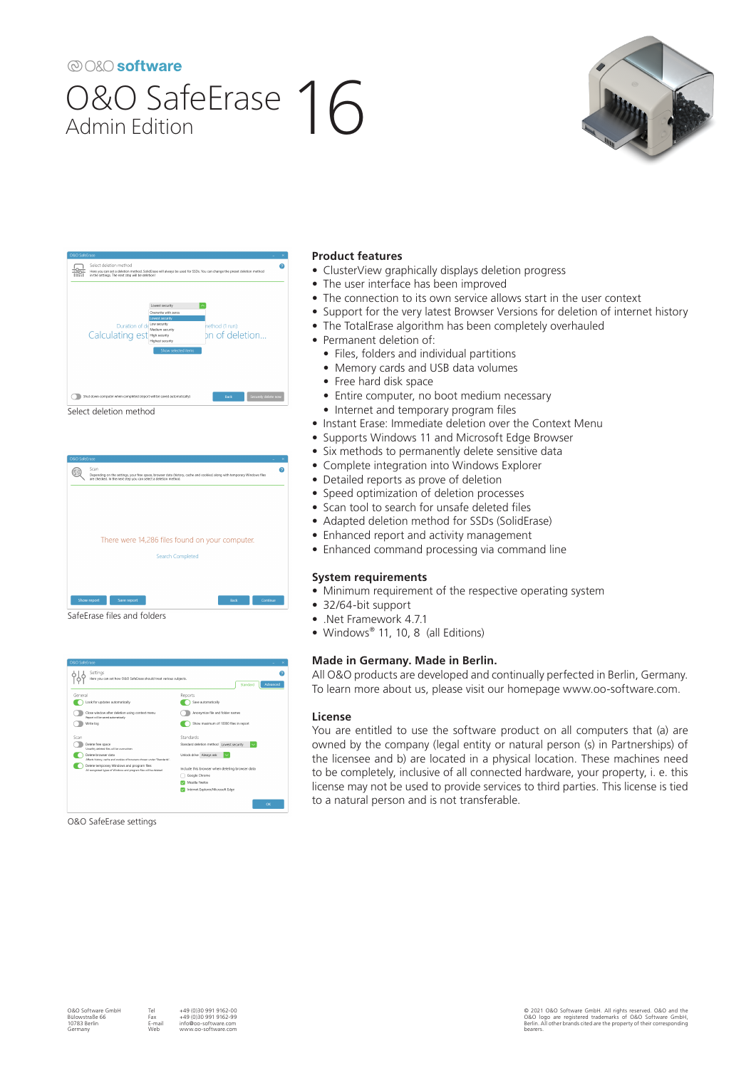O&O software

# O&O SafeErase 16
## Admin Edition

Select deletion method

SafeErase files and folders

O&O SafeErase settings

### Product features

- ClusterView graphically displays deletion progress
- The user interface has been improved
- The connection to its own service allows start in the user context
- Support for the very latest Browser Versions for deletion of internet history
- The TotalErase algorithm has been completely overhauled
- Permanent deletion of:
  - Files, folders and individual partitions
  - Memory cards and USB data volumes
  - Free hard disk space
  - Entire computer, no boot medium necessary
  - Internet and temporary program files
- Instant Erase: Immediate deletion over the Context Menu
- Supports Windows 11 and Microsoft Edge Browser
- Six methods to permanently delete sensitive data
- Complete integration into Windows Explorer
- Detailed reports as prove of deletion
- Speed optimization of deletion processes
- Scan tool to search for unsafe deleted files
- Adapted deletion method for SSDs (SolidErase)
- Enhanced report and activity management
- Enhanced command processing via command line

### System requirements

- Minimum requirement of the respective operating system
- 32/64-bit support
- .Net Framework 4.7.1
- Windows® 11, 10, 8 (all Editions)

### Made in Germany. Made in Berlin.

All O&O products are developed and continually perfected in Berlin, Germany. To learn more about us, please visit our homepage www.oo-software.com.

### License

You are entitled to use the software product on all computers that (a) are owned by the company (legal entity or natural person (s) in Partnerships) of the licensee and b) are located in a physical location. These machines need to be completely, inclusive of all connected hardware, your property, i. e. this license may not be used to provide services to third parties. This license is tied to a natural person and is not transferable.

O&O Software GmbH
Bülowstraße 66
10783 Berlin
Germany

Tel +49 (0)30 991 9162-00
Fax +49 (0)30 991 9162-99
E-mail info@oo-software.com
Web www.oo-software.com

© 2021 O&O Software GmbH. All rights reserved. O&O and the O&O logo are registered trademarks of O&O Software GmbH, Berlin. All other brands cited are the property of their corresponding bearers.